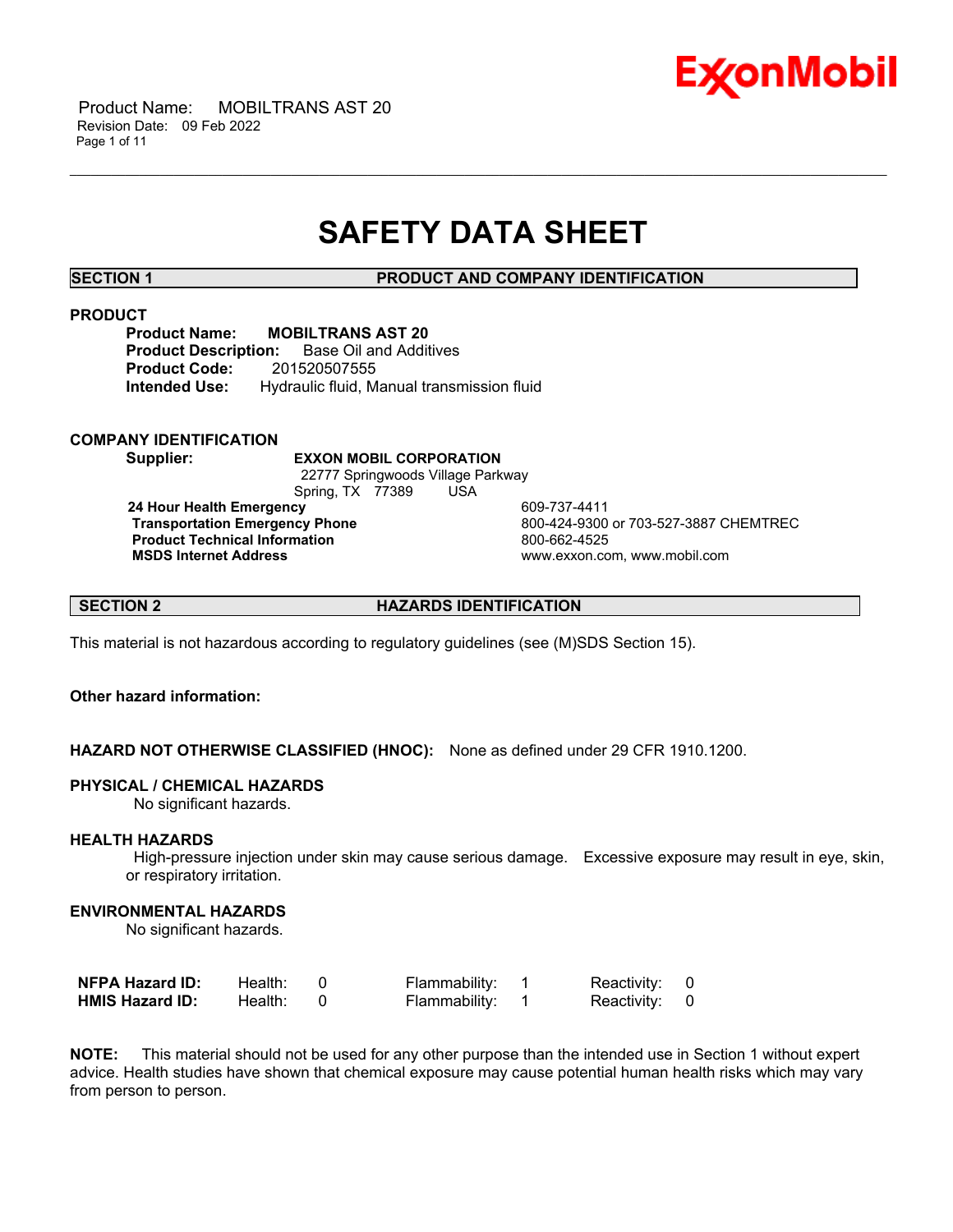# SAFETY DATA SHEET

## SECTION 1 PRODUCT AND COMPANY IDENTIFICATION

### PRODUCT

**Product Name:** **MOBILTRANS AST 20**
**Product Description:** Base Oil and Additives
**Product Code:** 201520507555
**Intended Use:** Hydraulic fluid, Manual transmission fluid

### COMPANY IDENTIFICATION

**Supplier:** **EXXON MOBIL CORPORATION**
22777 Springwoods Village Parkway
Spring, TX 77389 USA

| | |
|---|---|
| **24 Hour Health Emergency** | 609-737-4411 |
| **Transportation Emergency Phone** | 800-424-9300 or 703-527-3887 CHEMTREC |
| **Product Technical Information** | 800-662-4525 |
| **MSDS Internet Address** | www.exxon.com, www.mobil.com |

## SECTION 2 HAZARDS IDENTIFICATION

This material is not hazardous according to regulatory guidelines (see (M)SDS Section 15).

**Other hazard information:**

**HAZARD NOT OTHERWISE CLASSIFIED (HNOC):** None as defined under 29 CFR 1910.1200.

**PHYSICAL / CHEMICAL HAZARDS**
No significant hazards.

**HEALTH HAZARDS**
High-pressure injection under skin may cause serious damage. Excessive exposure may result in eye, skin, or respiratory irritation.

**ENVIRONMENTAL HAZARDS**
No significant hazards.

| | | | | | | |
|---|---|---|---|---|---|---|
| **NFPA Hazard ID:** | Health: | 0 | Flammability: | 1 | Reactivity: | 0 |
| **HMIS Hazard ID:** | Health: | 0 | Flammability: | 1 | Reactivity: | 0 |

**NOTE:** This material should not be used for any other purpose than the intended use in Section 1 without expert advice. Health studies have shown that chemical exposure may cause potential human health risks which may vary from person to person.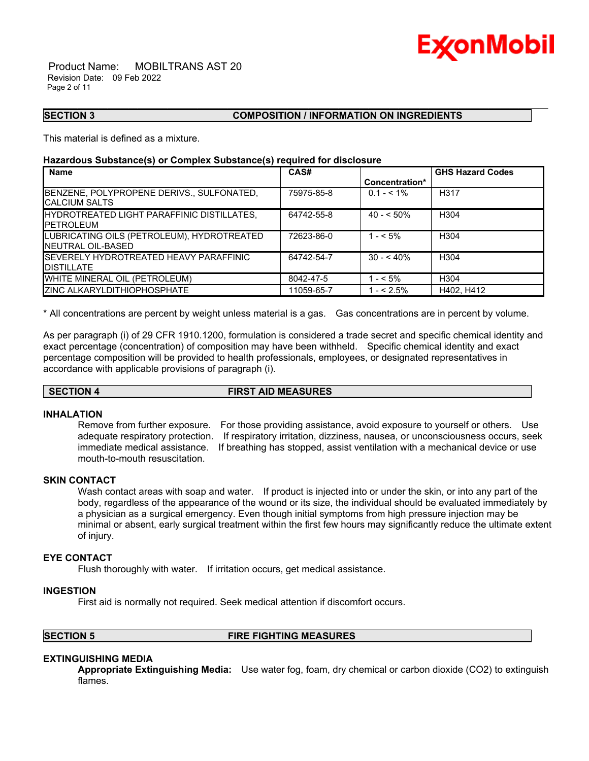## SECTION 3 COMPOSITION / INFORMATION ON INGREDIENTS

This material is defined as a mixture.

**Hazardous Substance(s) or Complex Substance(s) required for disclosure**

| Name | CAS# | Concentration* | GHS Hazard Codes |
|---|---|---|---|
| BENZENE, POLYPROPENE DERIVS., SULFONATED, CALCIUM SALTS | 75975-85-8 | 0.1 - < 1% | H317 |
| HYDROTREATED LIGHT PARAFFINIC DISTILLATES, PETROLEUM | 64742-55-8 | 40 - < 50% | H304 |
| LUBRICATING OILS (PETROLEUM), HYDROTREATED NEUTRAL OIL-BASED | 72623-86-0 | 1 - < 5% | H304 |
| SEVERELY HYDROTREATED HEAVY PARAFFINIC DISTILLATE | 64742-54-7 | 30 - < 40% | H304 |
| WHITE MINERAL OIL (PETROLEUM) | 8042-47-5 | 1 - < 5% | H304 |
| ZINC ALKARYLDITHIOPHOSPHATE | 11059-65-7 | 1 - < 2.5% | H402, H412 |

\* All concentrations are percent by weight unless material is a gas. Gas concentrations are in percent by volume.

As per paragraph (i) of 29 CFR 1910.1200, formulation is considered a trade secret and specific chemical identity and exact percentage (concentration) of composition may have been withheld. Specific chemical identity and exact percentage composition will be provided to health professionals, employees, or designated representatives in accordance with applicable provisions of paragraph (i).

## SECTION 4 FIRST AID MEASURES

### INHALATION

Remove from further exposure. For those providing assistance, avoid exposure to yourself or others. Use adequate respiratory protection. If respiratory irritation, dizziness, nausea, or unconsciousness occurs, seek immediate medical assistance. If breathing has stopped, assist ventilation with a mechanical device or use mouth-to-mouth resuscitation.

### SKIN CONTACT

Wash contact areas with soap and water. If product is injected into or under the skin, or into any part of the body, regardless of the appearance of the wound or its size, the individual should be evaluated immediately by a physician as a surgical emergency. Even though initial symptoms from high pressure injection may be minimal or absent, early surgical treatment within the first few hours may significantly reduce the ultimate extent of injury.

### EYE CONTACT

Flush thoroughly with water. If irritation occurs, get medical assistance.

### INGESTION

First aid is normally not required. Seek medical attention if discomfort occurs.

## SECTION 5 FIRE FIGHTING MEASURES

### EXTINGUISHING MEDIA

**Appropriate Extinguishing Media:** Use water fog, foam, dry chemical or carbon dioxide ($CO_2$) to extinguish flames.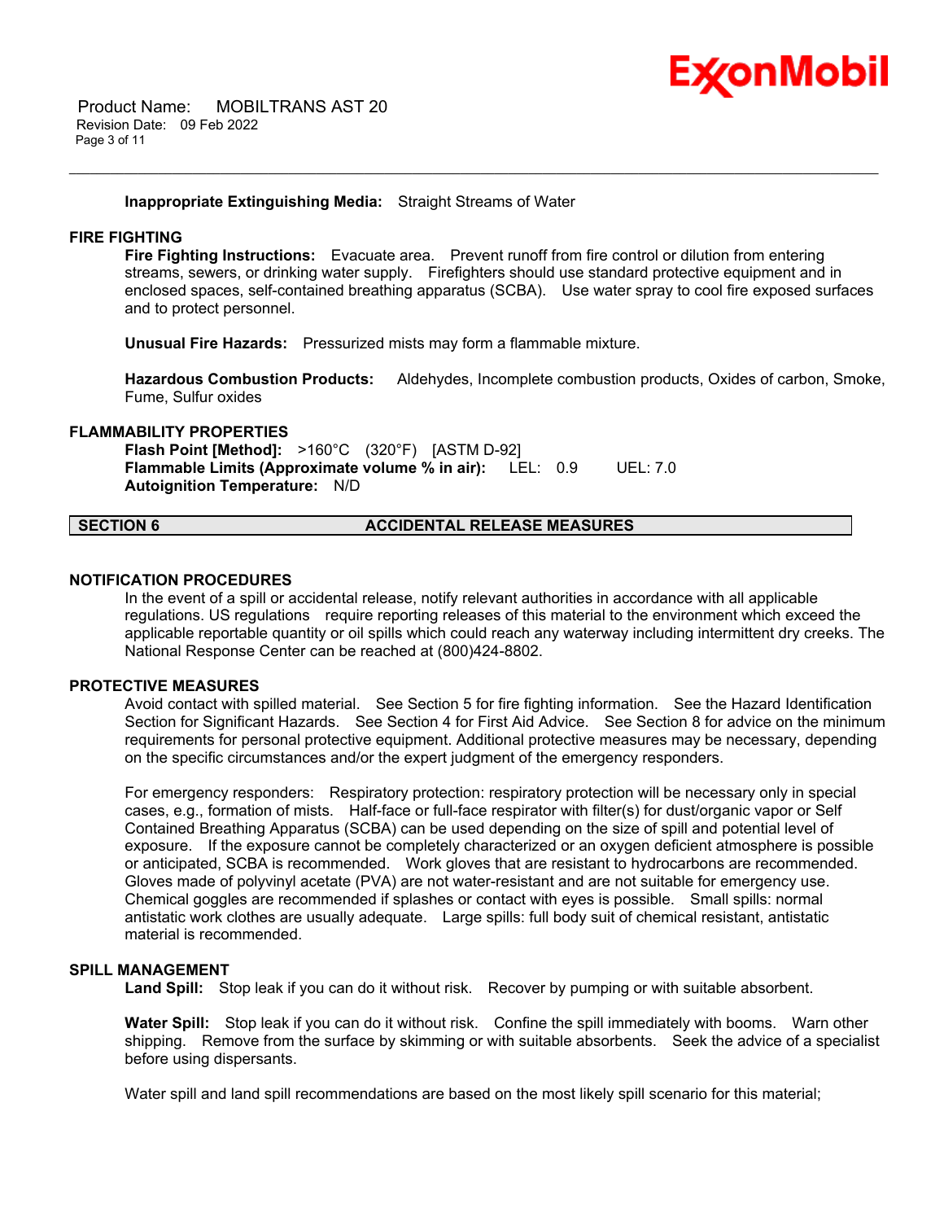**Inappropriate Extinguishing Media:** Straight Streams of Water

### FIRE FIGHTING

**Fire Fighting Instructions:** Evacuate area. Prevent runoff from fire control or dilution from entering streams, sewers, or drinking water supply. Firefighters should use standard protective equipment and in enclosed spaces, self-contained breathing apparatus (SCBA). Use water spray to cool fire exposed surfaces and to protect personnel.

**Unusual Fire Hazards:** Pressurized mists may form a flammable mixture.

**Hazardous Combustion Products:** Aldehydes, Incomplete combustion products, Oxides of carbon, Smoke, Fume, Sulfur oxides

### FLAMMABILITY PROPERTIES

**Flash Point [Method]:** >160°C (320°F) [ASTM D-92]
**Flammable Limits (Approximate volume % in air):** LEL: 0.9 UEL: 7.0
**Autoignition Temperature:** N/D

## SECTION 6 ACCIDENTAL RELEASE MEASURES

### NOTIFICATION PROCEDURES

In the event of a spill or accidental release, notify relevant authorities in accordance with all applicable regulations. US regulations require reporting releases of this material to the environment which exceed the applicable reportable quantity or oil spills which could reach any waterway including intermittent dry creeks. The National Response Center can be reached at (800)424-8802.

### PROTECTIVE MEASURES

Avoid contact with spilled material. See Section 5 for fire fighting information. See the Hazard Identification Section for Significant Hazards. See Section 4 for First Aid Advice. See Section 8 for advice on the minimum requirements for personal protective equipment. Additional protective measures may be necessary, depending on the specific circumstances and/or the expert judgment of the emergency responders.

For emergency responders: Respiratory protection: respiratory protection will be necessary only in special cases, e.g., formation of mists. Half-face or full-face respirator with filter(s) for dust/organic vapor or Self Contained Breathing Apparatus (SCBA) can be used depending on the size of spill and potential level of exposure. If the exposure cannot be completely characterized or an oxygen deficient atmosphere is possible or anticipated, SCBA is recommended. Work gloves that are resistant to hydrocarbons are recommended. Gloves made of polyvinyl acetate (PVA) are not water-resistant and are not suitable for emergency use. Chemical goggles are recommended if splashes or contact with eyes is possible. Small spills: normal antistatic work clothes are usually adequate. Large spills: full body suit of chemical resistant, antistatic material is recommended.

### SPILL MANAGEMENT

**Land Spill:** Stop leak if you can do it without risk. Recover by pumping or with suitable absorbent.

**Water Spill:** Stop leak if you can do it without risk. Confine the spill immediately with booms. Warn other shipping. Remove from the surface by skimming or with suitable absorbents. Seek the advice of a specialist before using dispersants.

Water spill and land spill recommendations are based on the most likely spill scenario for this material;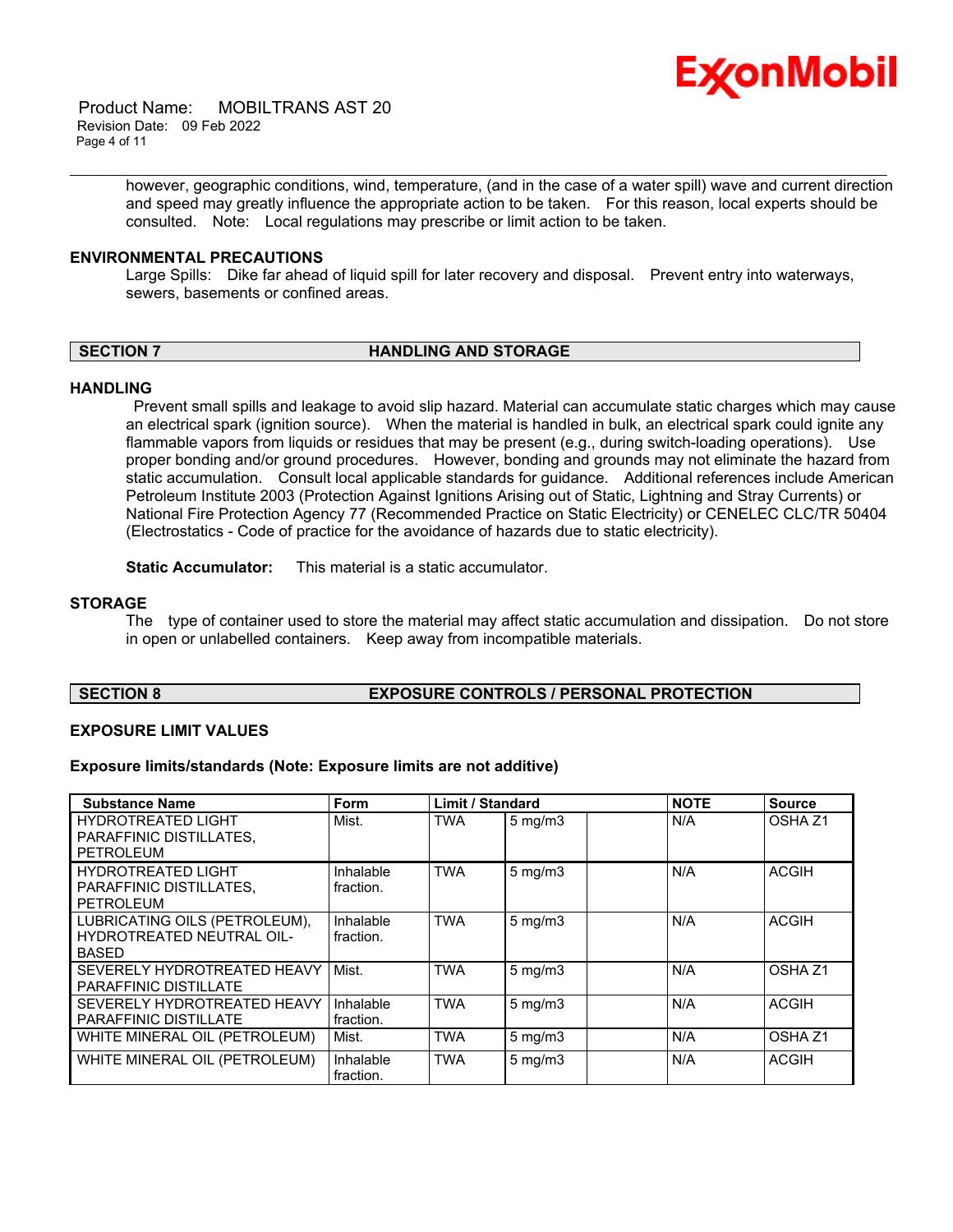however, geographic conditions, wind, temperature, (and in the case of a water spill) wave and current direction and speed may greatly influence the appropriate action to be taken. For this reason, local experts should be consulted. Note: Local regulations may prescribe or limit action to be taken.

### ENVIRONMENTAL PRECAUTIONS

Large Spills: Dike far ahead of liquid spill for later recovery and disposal. Prevent entry into waterways, sewers, basements or confined areas.

## SECTION 7 HANDLING AND STORAGE

### HANDLING

Prevent small spills and leakage to avoid slip hazard. Material can accumulate static charges which may cause an electrical spark (ignition source). When the material is handled in bulk, an electrical spark could ignite any flammable vapors from liquids or residues that may be present (e.g., during switch-loading operations). Use proper bonding and/or ground procedures. However, bonding and grounds may not eliminate the hazard from static accumulation. Consult local applicable standards for guidance. Additional references include American Petroleum Institute 2003 (Protection Against Ignitions Arising out of Static, Lightning and Stray Currents) or National Fire Protection Agency 77 (Recommended Practice on Static Electricity) or CENELEC CLC/TR 50404 (Electrostatics - Code of practice for the avoidance of hazards due to static electricity).

**Static Accumulator:** This material is a static accumulator.

### STORAGE

The type of container used to store the material may affect static accumulation and dissipation. Do not store in open or unlabelled containers. Keep away from incompatible materials.

## SECTION 8 EXPOSURE CONTROLS / PERSONAL PROTECTION

### EXPOSURE LIMIT VALUES

**Exposure limits/standards (Note: Exposure limits are not additive)**

| Substance Name | Form | Limit / Standard | | | NOTE | Source |
|---|---|---|---|---|---|---|
| HYDROTREATED LIGHT PARAFFINIC DISTILLATES, PETROLEUM | Mist. | TWA | 5 mg/m3 | | N/A | OSHA Z1 |
| HYDROTREATED LIGHT PARAFFINIC DISTILLATES, PETROLEUM | Inhalable fraction. | TWA | 5 mg/m3 | | N/A | ACGIH |
| LUBRICATING OILS (PETROLEUM), HYDROTREATED NEUTRAL OIL-BASED | Inhalable fraction. | TWA | 5 mg/m3 | | N/A | ACGIH |
| SEVERELY HYDROTREATED HEAVY PARAFFINIC DISTILLATE | Mist. | TWA | 5 mg/m3 | | N/A | OSHA Z1 |
| SEVERELY HYDROTREATED HEAVY PARAFFINIC DISTILLATE | Inhalable fraction. | TWA | 5 mg/m3 | | N/A | ACGIH |
| WHITE MINERAL OIL (PETROLEUM) | Mist. | TWA | 5 mg/m3 | | N/A | OSHA Z1 |
| WHITE MINERAL OIL (PETROLEUM) | Inhalable fraction. | TWA | 5 mg/m3 | | N/A | ACGIH |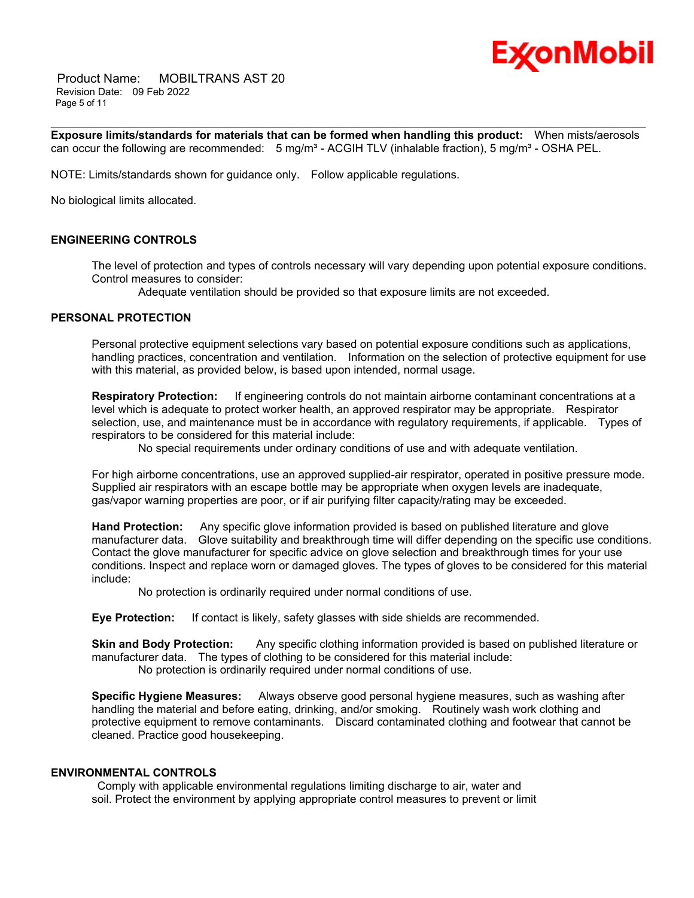**Exposure limits/standards for materials that can be formed when handling this product:** When mists/aerosols can occur the following are recommended: 5 mg/m³ - ACGIH TLV (inhalable fraction), 5 mg/m³ - OSHA PEL.

NOTE: Limits/standards shown for guidance only. Follow applicable regulations.

No biological limits allocated.

## ENGINEERING CONTROLS

The level of protection and types of controls necessary will vary depending upon potential exposure conditions. Control measures to consider:

Adequate ventilation should be provided so that exposure limits are not exceeded.

## PERSONAL PROTECTION

Personal protective equipment selections vary based on potential exposure conditions such as applications, handling practices, concentration and ventilation. Information on the selection of protective equipment for use with this material, as provided below, is based upon intended, normal usage.

**Respiratory Protection:** If engineering controls do not maintain airborne contaminant concentrations at a level which is adequate to protect worker health, an approved respirator may be appropriate. Respirator selection, use, and maintenance must be in accordance with regulatory requirements, if applicable. Types of respirators to be considered for this material include:

No special requirements under ordinary conditions of use and with adequate ventilation.

For high airborne concentrations, use an approved supplied-air respirator, operated in positive pressure mode. Supplied air respirators with an escape bottle may be appropriate when oxygen levels are inadequate, gas/vapor warning properties are poor, or if air purifying filter capacity/rating may be exceeded.

**Hand Protection:** Any specific glove information provided is based on published literature and glove manufacturer data. Glove suitability and breakthrough time will differ depending on the specific use conditions. Contact the glove manufacturer for specific advice on glove selection and breakthrough times for your use conditions. Inspect and replace worn or damaged gloves. The types of gloves to be considered for this material include:

No protection is ordinarily required under normal conditions of use.

**Eye Protection:** If contact is likely, safety glasses with side shields are recommended.

**Skin and Body Protection:** Any specific clothing information provided is based on published literature or manufacturer data. The types of clothing to be considered for this material include:

No protection is ordinarily required under normal conditions of use.

**Specific Hygiene Measures:** Always observe good personal hygiene measures, such as washing after handling the material and before eating, drinking, and/or smoking. Routinely wash work clothing and protective equipment to remove contaminants. Discard contaminated clothing and footwear that cannot be cleaned. Practice good housekeeping.

## ENVIRONMENTAL CONTROLS

Comply with applicable environmental regulations limiting discharge to air, water and soil. Protect the environment by applying appropriate control measures to prevent or limit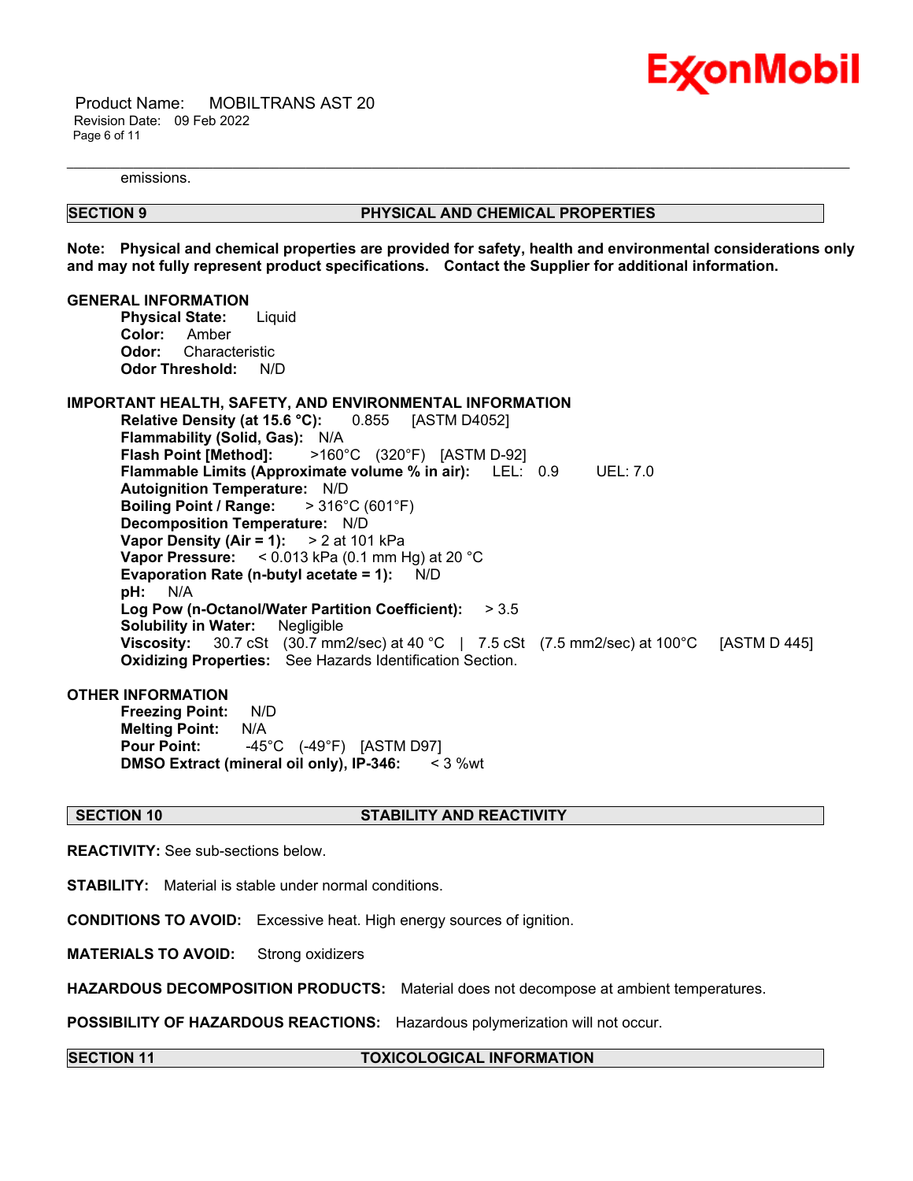emissions.

## SECTION 9 PHYSICAL AND CHEMICAL PROPERTIES

**Note: Physical and chemical properties are provided for safety, health and environmental considerations only and may not fully represent product specifications. Contact the Supplier for additional information.**

**GENERAL INFORMATION**

**Physical State:** Liquid
**Color:** Amber
**Odor:** Characteristic
**Odor Threshold:** N/D

**IMPORTANT HEALTH, SAFETY, AND ENVIRONMENTAL INFORMATION**

**Relative Density (at 15.6 °C):** 0.855 [ASTM D4052]
**Flammability (Solid, Gas):** N/A
**Flash Point [Method]:** >160°C (320°F) [ASTM D-92]
**Flammable Limits (Approximate volume % in air):** LEL: 0.9 UEL: 7.0
**Autoignition Temperature:** N/D
**Boiling Point / Range:** > 316°C (601°F)
**Decomposition Temperature:** N/D
**Vapor Density (Air = 1):** > 2 at 101 kPa
**Vapor Pressure:** < 0.013 kPa (0.1 mm Hg) at 20 °C
**Evaporation Rate (n-butyl acetate = 1):** N/D
**pH:** N/A
**Log Pow (n-Octanol/Water Partition Coefficient):** > 3.5
**Solubility in Water:** Negligible
**Viscosity:** 30.7 cSt (30.7 mm2/sec) at 40 °C | 7.5 cSt (7.5 mm2/sec) at 100°C [ASTM D 445]
**Oxidizing Properties:** See Hazards Identification Section.

**OTHER INFORMATION**

**Freezing Point:** N/D
**Melting Point:** N/A
**Pour Point:** -45°C (-49°F) [ASTM D97]
**DMSO Extract (mineral oil only), IP-346:** < 3 %wt

## SECTION 10 STABILITY AND REACTIVITY

**REACTIVITY:** See sub-sections below.

**STABILITY:** Material is stable under normal conditions.

**CONDITIONS TO AVOID:** Excessive heat. High energy sources of ignition.

**MATERIALS TO AVOID:** Strong oxidizers

**HAZARDOUS DECOMPOSITION PRODUCTS:** Material does not decompose at ambient temperatures.

**POSSIBILITY OF HAZARDOUS REACTIONS:** Hazardous polymerization will not occur.

## SECTION 11 TOXICOLOGICAL INFORMATION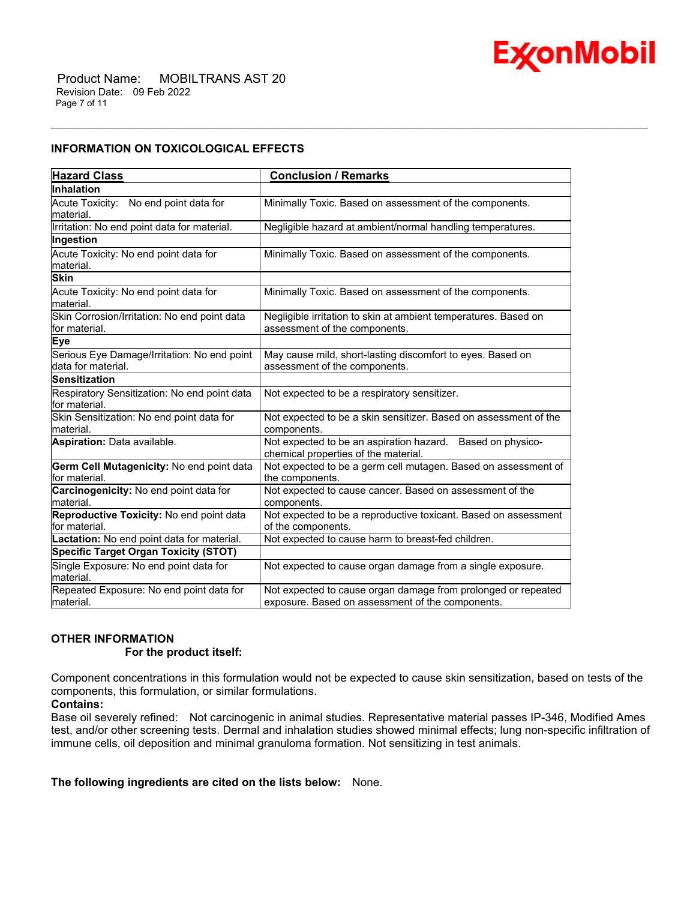## INFORMATION ON TOXICOLOGICAL EFFECTS

| Hazard Class | Conclusion / Remarks |
|---|---|
| **Inhalation** | |
| Acute Toxicity: No end point data for material. | Minimally Toxic. Based on assessment of the components. |
| Irritation: No end point data for material. | Negligible hazard at ambient/normal handling temperatures. |
| **Ingestion** | |
| Acute Toxicity: No end point data for material. | Minimally Toxic. Based on assessment of the components. |
| **Skin** | |
| Acute Toxicity: No end point data for material. | Minimally Toxic. Based on assessment of the components. |
| Skin Corrosion/Irritation: No end point data for material. | Negligible irritation to skin at ambient temperatures. Based on assessment of the components. |
| **Eye** | |
| Serious Eye Damage/Irritation: No end point data for material. | May cause mild, short-lasting discomfort to eyes. Based on assessment of the components. |
| **Sensitization** | |
| Respiratory Sensitization: No end point data for material. | Not expected to be a respiratory sensitizer. |
| Skin Sensitization: No end point data for material. | Not expected to be a skin sensitizer. Based on assessment of the components. |
| **Aspiration:** Data available. | Not expected to be an aspiration hazard. Based on physico-chemical properties of the material. |
| **Germ Cell Mutagenicity:** No end point data for material. | Not expected to be a germ cell mutagen. Based on assessment of the components. |
| **Carcinogenicity:** No end point data for material. | Not expected to cause cancer. Based on assessment of the components. |
| **Reproductive Toxicity:** No end point data for material. | Not expected to be a reproductive toxicant. Based on assessment of the components. |
| **Lactation:** No end point data for material. | Not expected to cause harm to breast-fed children. |
| **Specific Target Organ Toxicity (STOT)** | |
| Single Exposure: No end point data for material. | Not expected to cause organ damage from a single exposure. |
| Repeated Exposure: No end point data for material. | Not expected to cause organ damage from prolonged or repeated exposure. Based on assessment of the components. |

## OTHER INFORMATION

**For the product itself:**

Component concentrations in this formulation would not be expected to cause skin sensitization, based on tests of the components, this formulation, or similar formulations.

**Contains:**

Base oil severely refined: Not carcinogenic in animal studies. Representative material passes IP-346, Modified Ames test, and/or other screening tests. Dermal and inhalation studies showed minimal effects; lung non-specific infiltration of immune cells, oil deposition and minimal granuloma formation. Not sensitizing in test animals.

**The following ingredients are cited on the lists below:** None.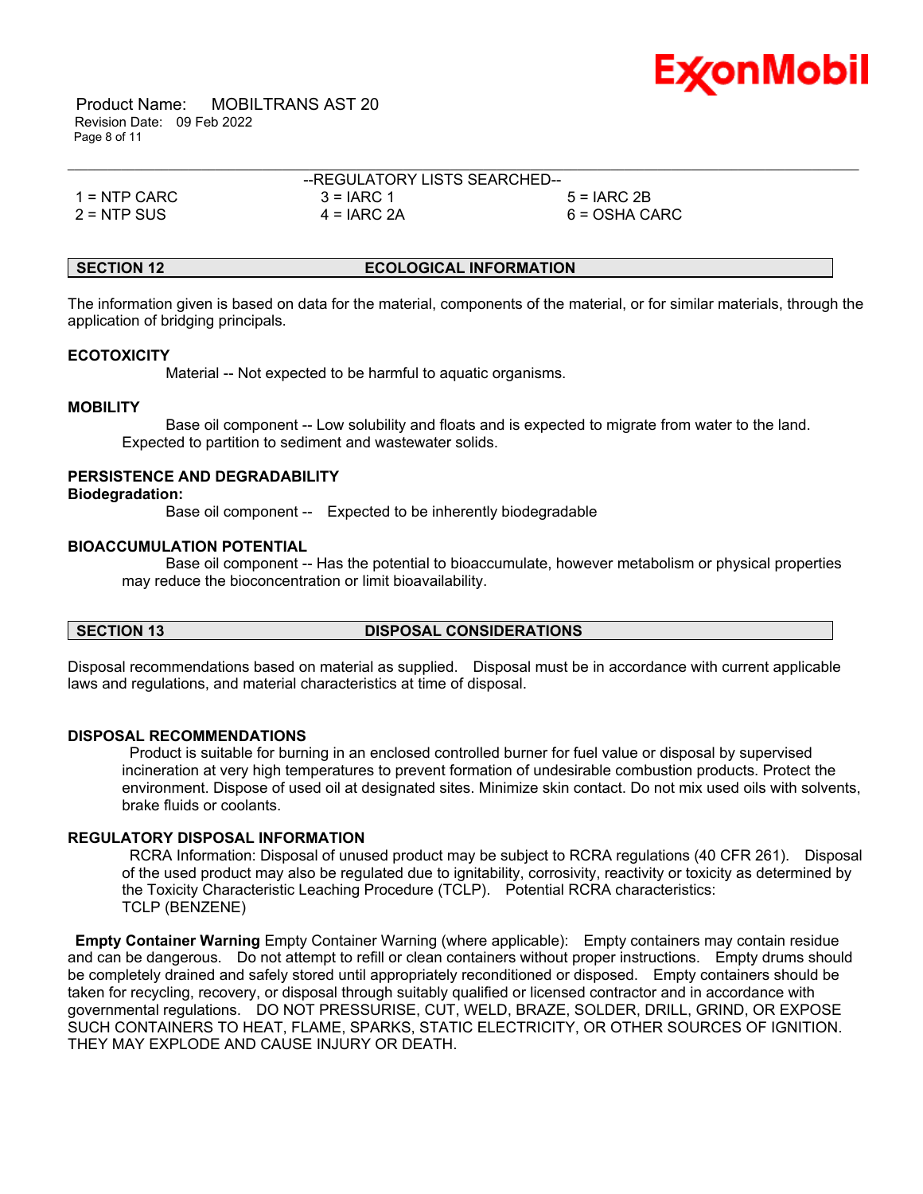--REGULATORY LISTS SEARCHED--

| | | |
|---|---|---|
| 1 = NTP CARC | 3 = IARC 1 | 5 = IARC 2B |
| 2 = NTP SUS | 4 = IARC 2A | 6 = OSHA CARC |

## SECTION 12 ECOLOGICAL INFORMATION

The information given is based on data for the material, components of the material, or for similar materials, through the application of bridging principals.

### ECOTOXICITY

Material -- Not expected to be harmful to aquatic organisms.

### MOBILITY

Base oil component -- Low solubility and floats and is expected to migrate from water to the land. Expected to partition to sediment and wastewater solids.

### PERSISTENCE AND DEGRADABILITY

**Biodegradation:**

Base oil component -- Expected to be inherently biodegradable

### BIOACCUMULATION POTENTIAL

Base oil component -- Has the potential to bioaccumulate, however metabolism or physical properties may reduce the bioconcentration or limit bioavailability.

## SECTION 13 DISPOSAL CONSIDERATIONS

Disposal recommendations based on material as supplied. Disposal must be in accordance with current applicable laws and regulations, and material characteristics at time of disposal.

### DISPOSAL RECOMMENDATIONS

Product is suitable for burning in an enclosed controlled burner for fuel value or disposal by supervised incineration at very high temperatures to prevent formation of undesirable combustion products. Protect the environment. Dispose of used oil at designated sites. Minimize skin contact. Do not mix used oils with solvents, brake fluids or coolants.

### REGULATORY DISPOSAL INFORMATION

RCRA Information: Disposal of unused product may be subject to RCRA regulations (40 CFR 261). Disposal of the used product may also be regulated due to ignitability, corrosivity, reactivity or toxicity as determined by the Toxicity Characteristic Leaching Procedure (TCLP). Potential RCRA characteristics:
TCLP (BENZENE)

**Empty Container Warning** Empty Container Warning (where applicable): Empty containers may contain residue and can be dangerous. Do not attempt to refill or clean containers without proper instructions. Empty drums should be completely drained and safely stored until appropriately reconditioned or disposed. Empty containers should be taken for recycling, recovery, or disposal through suitably qualified or licensed contractor and in accordance with governmental regulations. DO NOT PRESSURISE, CUT, WELD, BRAZE, SOLDER, DRILL, GRIND, OR EXPOSE SUCH CONTAINERS TO HEAT, FLAME, SPARKS, STATIC ELECTRICITY, OR OTHER SOURCES OF IGNITION. THEY MAY EXPLODE AND CAUSE INJURY OR DEATH.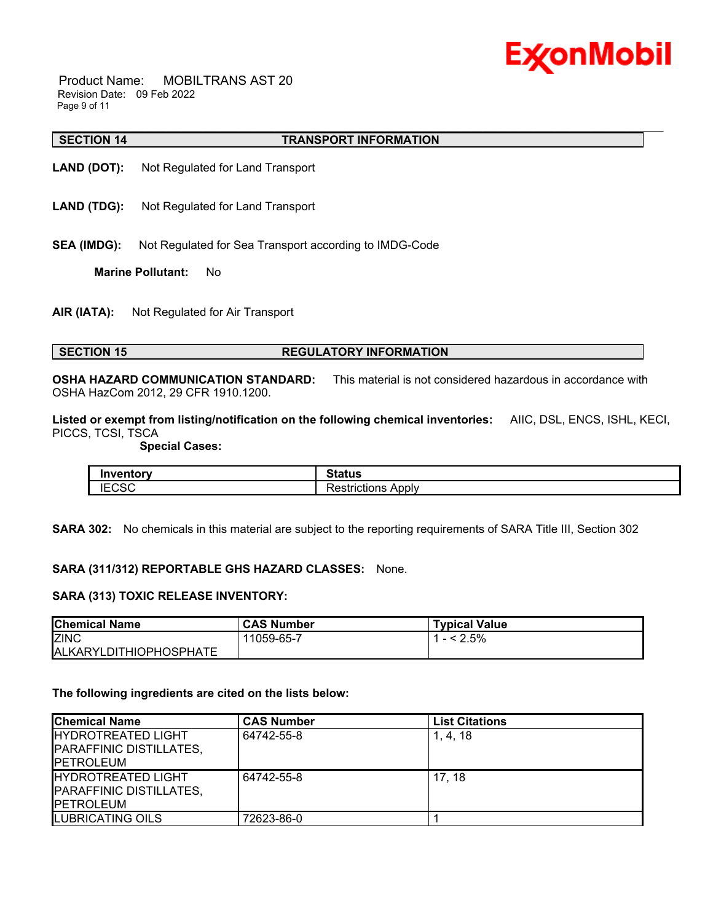## SECTION 14 TRANSPORT INFORMATION

**LAND (DOT):** Not Regulated for Land Transport

**LAND (TDG):** Not Regulated for Land Transport

**SEA (IMDG):** Not Regulated for Sea Transport according to IMDG-Code

**Marine Pollutant:** No

**AIR (IATA):** Not Regulated for Air Transport

## SECTION 15 REGULATORY INFORMATION

**OSHA HAZARD COMMUNICATION STANDARD:** This material is not considered hazardous in accordance with OSHA HazCom 2012, 29 CFR 1910.1200.

**Listed or exempt from listing/notification on the following chemical inventories:** AIIC, DSL, ENCS, ISHL, KECI, PICCS, TCSI, TSCA

**Special Cases:**

| Inventory | Status |
|---|---|
| IECSC | Restrictions Apply |

**SARA 302:** No chemicals in this material are subject to the reporting requirements of SARA Title III, Section 302

**SARA (311/312) REPORTABLE GHS HAZARD CLASSES:** None.

**SARA (313) TOXIC RELEASE INVENTORY:**

| Chemical Name | CAS Number | Typical Value |
|---|---|---|
| ZINC ALKARYLDITHIOPHOSPHATE | 11059-65-7 | 1 - < 2.5% |

**The following ingredients are cited on the lists below:**

| Chemical Name | CAS Number | List Citations |
|---|---|---|
| HYDROTREATED LIGHT PARAFFINIC DISTILLATES, PETROLEUM | 64742-55-8 | 1, 4, 18 |
| HYDROTREATED LIGHT PARAFFINIC DISTILLATES, PETROLEUM | 64742-55-8 | 17, 18 |
| LUBRICATING OILS | 72623-86-0 | 1 |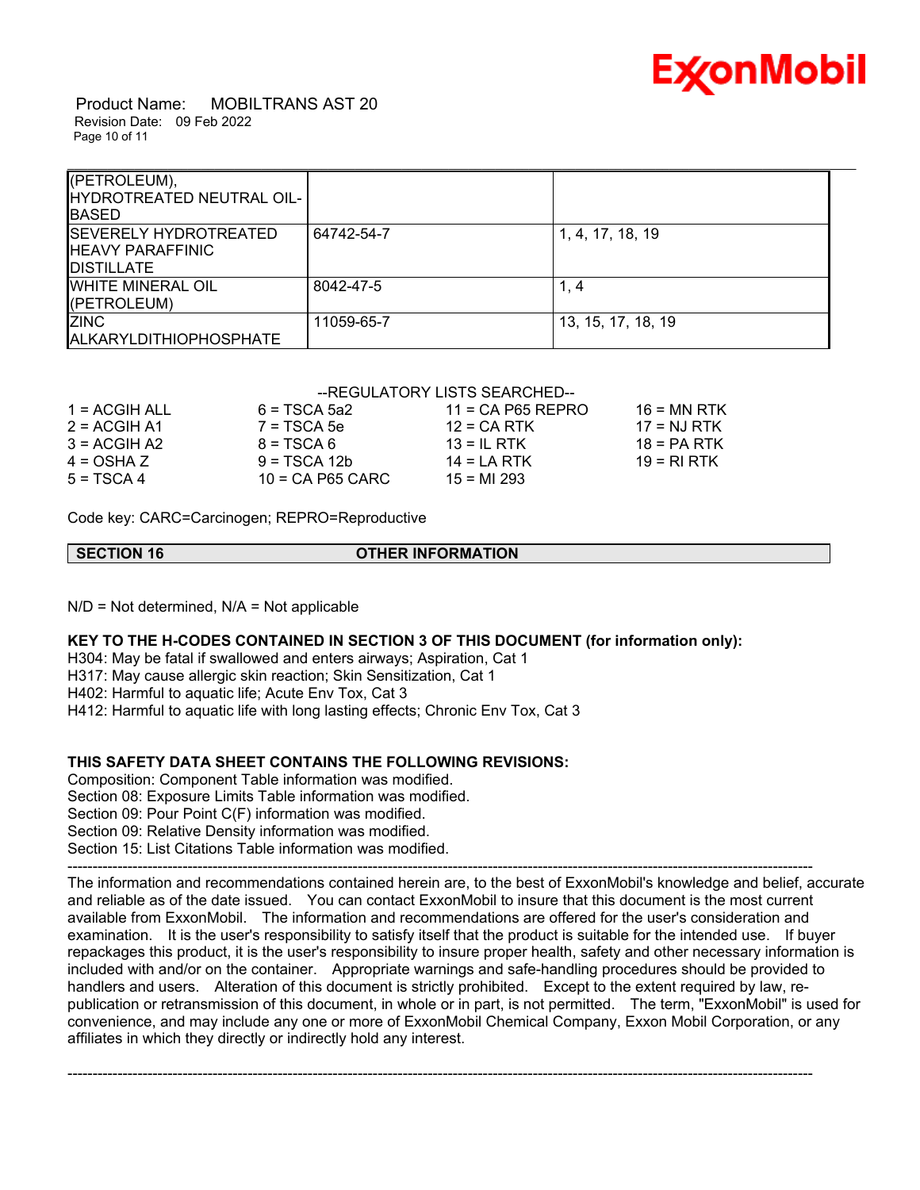| | | |
|---|---|---|
| (PETROLEUM), HYDROTREATED NEUTRAL OIL-BASED | | |
| SEVERELY HYDROTREATED HEAVY PARAFFINIC DISTILLATE | 64742-54-7 | 1, 4, 17, 18, 19 |
| WHITE MINERAL OIL (PETROLEUM) | 8042-47-5 | 1, 4 |
| ZINC ALKARYLDITHIOPHOSPHATE | 11059-65-7 | 13, 15, 17, 18, 19 |

--REGULATORY LISTS SEARCHED--

| | | | |
|---|---|---|---|
| 1 = ACGIH ALL | 6 = TSCA 5a2 | 11 = CA P65 REPRO | 16 = MN RTK |
| 2 = ACGIH A1 | 7 = TSCA 5e | 12 = CA RTK | 17 = NJ RTK |
| 3 = ACGIH A2 | 8 = TSCA 6 | 13 = IL RTK | 18 = PA RTK |
| 4 = OSHA Z | 9 = TSCA 12b | 14 = LA RTK | 19 = RI RTK |
| 5 = TSCA 4 | 10 = CA P65 CARC | 15 = MI 293 | |

Code key: CARC=Carcinogen; REPRO=Reproductive

## SECTION 16 OTHER INFORMATION

N/D = Not determined, N/A = Not applicable

**KEY TO THE H-CODES CONTAINED IN SECTION 3 OF THIS DOCUMENT (for information only):**

H304: May be fatal if swallowed and enters airways; Aspiration, Cat 1
H317: May cause allergic skin reaction; Skin Sensitization, Cat 1
H402: Harmful to aquatic life; Acute Env Tox, Cat 3
H412: Harmful to aquatic life with long lasting effects; Chronic Env Tox, Cat 3

**THIS SAFETY DATA SHEET CONTAINS THE FOLLOWING REVISIONS:**

Composition: Component Table information was modified.
Section 08: Exposure Limits Table information was modified.
Section 09: Pour Point C(F) information was modified.
Section 09: Relative Density information was modified.
Section 15: List Citations Table information was modified.

---

The information and recommendations contained herein are, to the best of ExxonMobil's knowledge and belief, accurate and reliable as of the date issued. You can contact ExxonMobil to insure that this document is the most current available from ExxonMobil. The information and recommendations are offered for the user's consideration and examination. It is the user's responsibility to satisfy itself that the product is suitable for the intended use. If buyer repackages this product, it is the user's responsibility to insure proper health, safety and other necessary information is included with and/or on the container. Appropriate warnings and safe-handling procedures should be provided to handlers and users. Alteration of this document is strictly prohibited. Except to the extent required by law, re-publication or retransmission of this document, in whole or in part, is not permitted. The term, "ExxonMobil" is used for convenience, and may include any one or more of ExxonMobil Chemical Company, Exxon Mobil Corporation, or any affiliates in which they directly or indirectly hold any interest.

---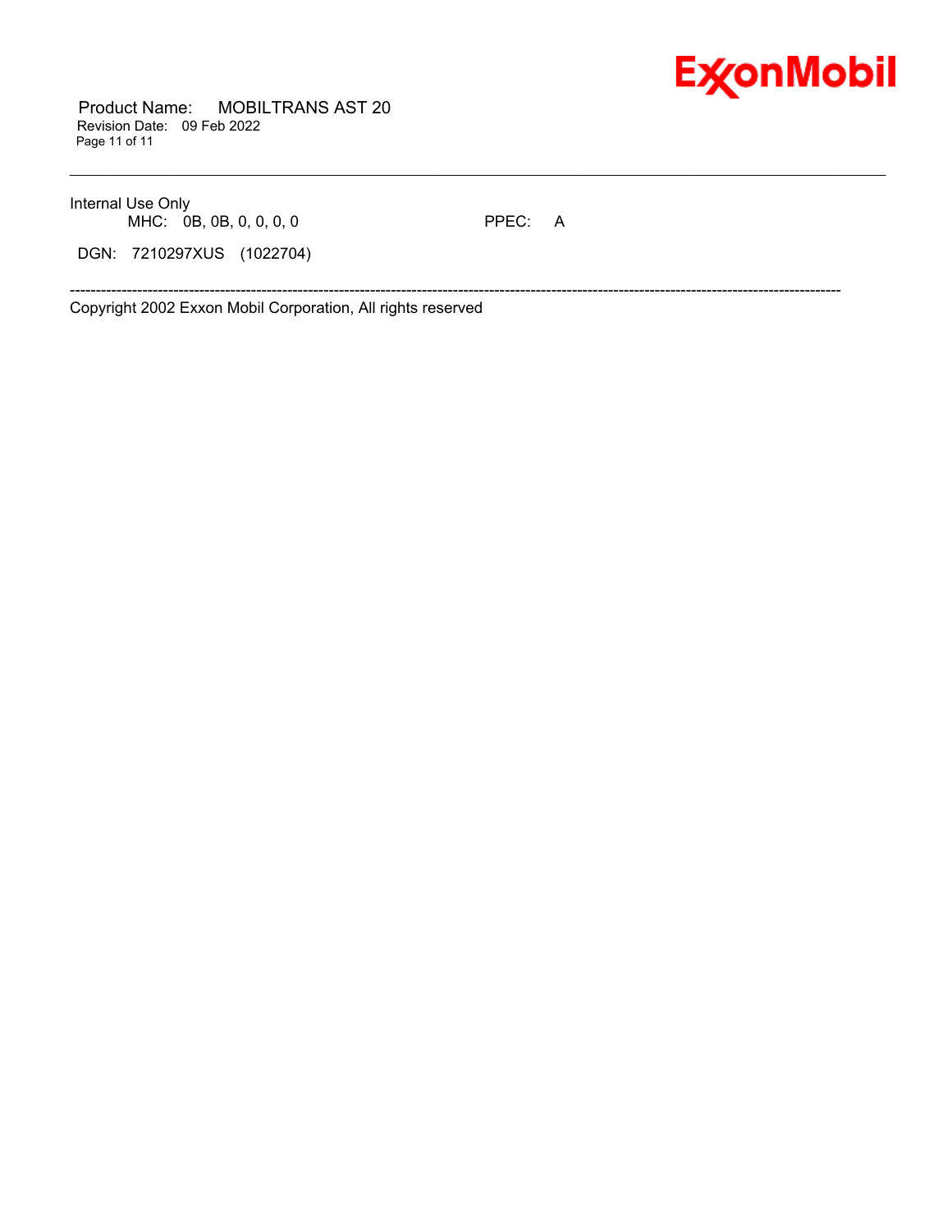Internal Use Only

MHC: 0B, 0B, 0, 0, 0, 0 PPEC: A

DGN: 7210297XUS (1022704)

---

Copyright 2002 Exxon Mobil Corporation, All rights reserved